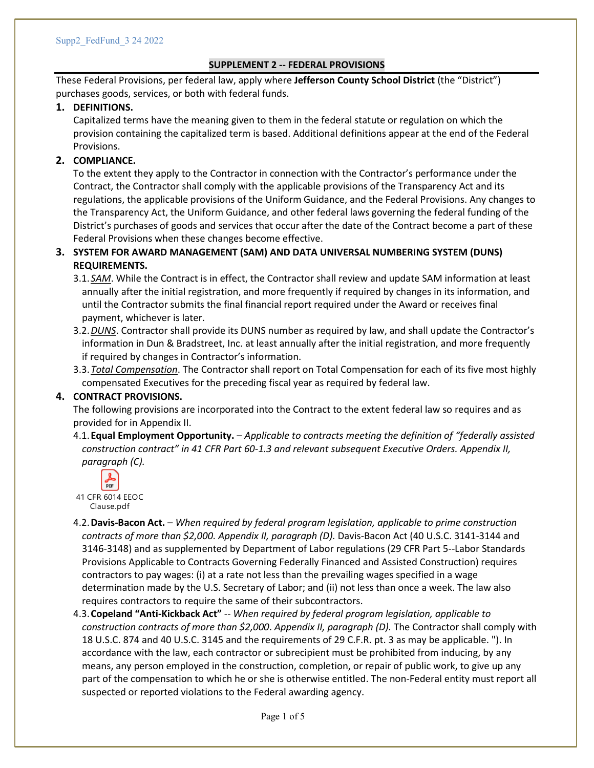Supp2_FedFund_3 24 2022

## SUPPLEMENT 2 -- FEDERAL PROVISIONS

These Federal Provisions, per federal law, apply where **Jefferson County School District** (the "District") purchases goods, services, or both with federal funds.

**1. DEFINITIONS.**

Capitalized terms have the meaning given to them in the federal statute or regulation on which the provision containing the capitalized term is based. Additional definitions appear at the end of the Federal Provisions.

**2. COMPLIANCE.**

To the extent they apply to the Contractor in connection with the Contractor's performance under the Contract, the Contractor shall comply with the applicable provisions of the Transparency Act and its regulations, the applicable provisions of the Uniform Guidance, and the Federal Provisions. Any changes to the Transparency Act, the Uniform Guidance, and other federal laws governing the federal funding of the District's purchases of goods and services that occur after the date of the Contract become a part of these Federal Provisions when these changes become effective.

**3. SYSTEM FOR AWARD MANAGEMENT (SAM) AND DATA UNIVERSAL NUMBERING SYSTEM (DUNS) REQUIREMENTS.**

3.1. *SAM*. While the Contract is in effect, the Contractor shall review and update SAM information at least annually after the initial registration, and more frequently if required by changes in its information, and until the Contractor submits the final financial report required under the Award or receives final payment, whichever is later.

3.2. *DUNS*. Contractor shall provide its DUNS number as required by law, and shall update the Contractor's information in Dun & Bradstreet, Inc. at least annually after the initial registration, and more frequently if required by changes in Contractor's information.

3.3. *Total Compensation*. The Contractor shall report on Total Compensation for each of its five most highly compensated Executives for the preceding fiscal year as required by federal law.

**4. CONTRACT PROVISIONS.**

The following provisions are incorporated into the Contract to the extent federal law so requires and as provided for in Appendix II.

4.1. **Equal Employment Opportunity.** – *Applicable to contracts meeting the definition of "federally assisted construction contract" in 41 CFR Part 60-1.3 and relevant subsequent Executive Orders. Appendix II, paragraph (C).*

41 CFR 6014 EEOC Clause.pdf

4.2. **Davis-Bacon Act.** – *When required by federal program legislation, applicable to prime construction contracts of more than $2,000. Appendix II, paragraph (D).* Davis-Bacon Act (40 U.S.C. 3141-3144 and 3146-3148) and as supplemented by Department of Labor regulations (29 CFR Part 5--Labor Standards Provisions Applicable to Contracts Governing Federally Financed and Assisted Construction) requires contractors to pay wages: (i) at a rate not less than the prevailing wages specified in a wage determination made by the U.S. Secretary of Labor; and (ii) not less than once a week. The law also requires contractors to require the same of their subcontractors.

4.3. **Copeland "Anti-Kickback Act"** -- *When required by federal program legislation, applicable to construction contracts of more than $2,000. Appendix II, paragraph (D).* The Contractor shall comply with 18 U.S.C. 874 and 40 U.S.C. 3145 and the requirements of 29 C.F.R. pt. 3 as may be applicable. "). In accordance with the law, each contractor or subrecipient must be prohibited from inducing, by any means, any person employed in the construction, completion, or repair of public work, to give up any part of the compensation to which he or she is otherwise entitled. The non-Federal entity must report all suspected or reported violations to the Federal awarding agency.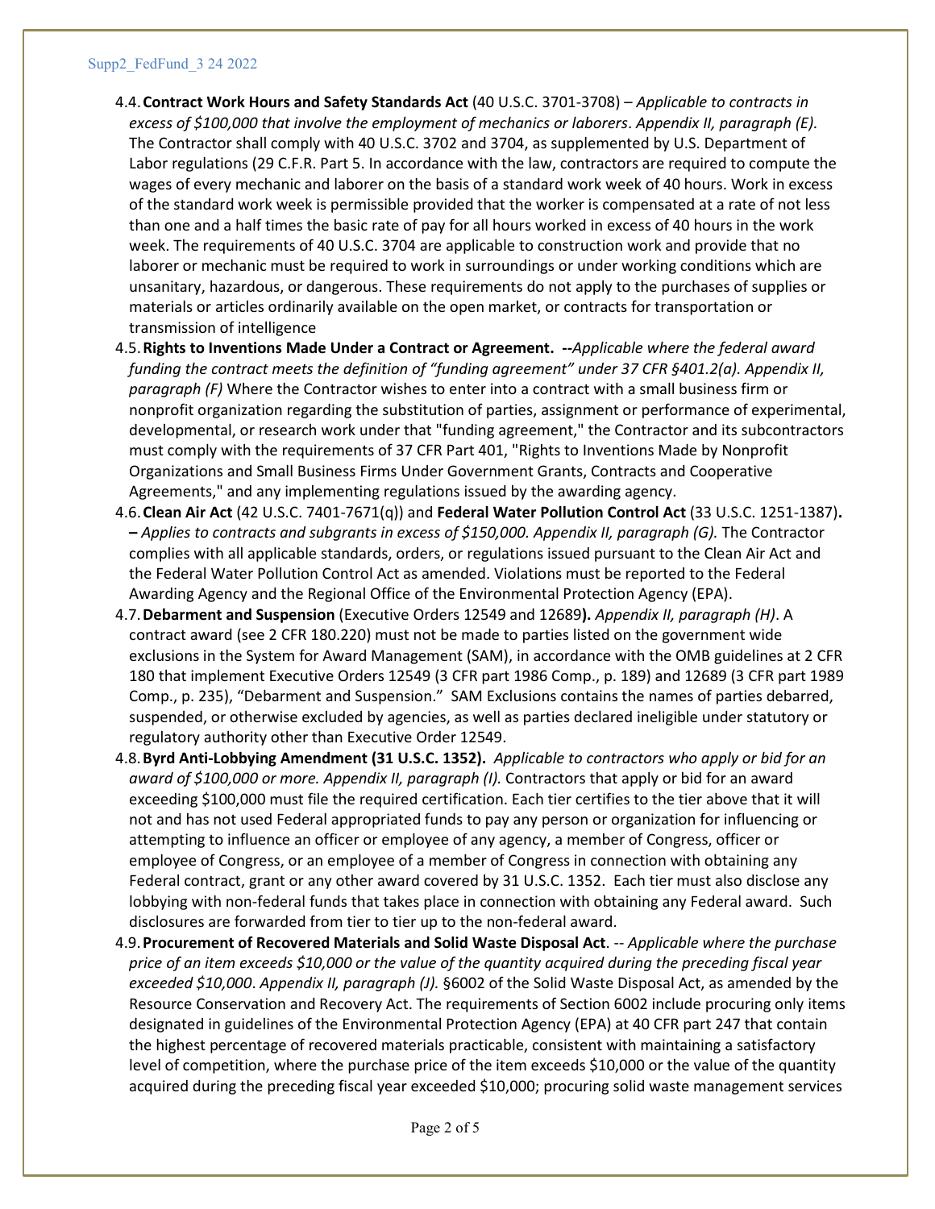4.4. **Contract Work Hours and Safety Standards Act** (40 U.S.C. 3701-3708) – *Applicable to contracts in excess of $100,000 that involve the employment of mechanics or laborers. Appendix II, paragraph (E).* The Contractor shall comply with 40 U.S.C. 3702 and 3704, as supplemented by U.S. Department of Labor regulations (29 C.F.R. Part 5. In accordance with the law, contractors are required to compute the wages of every mechanic and laborer on the basis of a standard work week of 40 hours. Work in excess of the standard work week is permissible provided that the worker is compensated at a rate of not less than one and a half times the basic rate of pay for all hours worked in excess of 40 hours in the work week. The requirements of 40 U.S.C. 3704 are applicable to construction work and provide that no laborer or mechanic must be required to work in surroundings or under working conditions which are unsanitary, hazardous, or dangerous. These requirements do not apply to the purchases of supplies or materials or articles ordinarily available on the open market, or contracts for transportation or transmission of intelligence

4.5. **Rights to Inventions Made Under a Contract or Agreement. --***Applicable where the federal award funding the contract meets the definition of "funding agreement" under 37 CFR §401.2(a). Appendix II, paragraph (F)* Where the Contractor wishes to enter into a contract with a small business firm or nonprofit organization regarding the substitution of parties, assignment or performance of experimental, developmental, or research work under that "funding agreement," the Contractor and its subcontractors must comply with the requirements of 37 CFR Part 401, "Rights to Inventions Made by Nonprofit Organizations and Small Business Firms Under Government Grants, Contracts and Cooperative Agreements," and any implementing regulations issued by the awarding agency.

4.6. **Clean Air Act** (42 U.S.C. 7401-7671(q)) and **Federal Water Pollution Control Act** (33 U.S.C. 1251-1387)**. –** *Applies to contracts and subgrants in excess of $150,000. Appendix II, paragraph (G).* The Contractor complies with all applicable standards, orders, or regulations issued pursuant to the Clean Air Act and the Federal Water Pollution Control Act as amended. Violations must be reported to the Federal Awarding Agency and the Regional Office of the Environmental Protection Agency (EPA).

4.7. **Debarment and Suspension** (Executive Orders 12549 and 12689**).** *Appendix II, paragraph (H)*. A contract award (see 2 CFR 180.220) must not be made to parties listed on the government wide exclusions in the System for Award Management (SAM), in accordance with the OMB guidelines at 2 CFR 180 that implement Executive Orders 12549 (3 CFR part 1986 Comp., p. 189) and 12689 (3 CFR part 1989 Comp., p. 235), "Debarment and Suspension." SAM Exclusions contains the names of parties debarred, suspended, or otherwise excluded by agencies, as well as parties declared ineligible under statutory or regulatory authority other than Executive Order 12549.

4.8. **Byrd Anti-Lobbying Amendment (31 U.S.C. 1352).** *Applicable to contractors who apply or bid for an award of $100,000 or more. Appendix II, paragraph (I).* Contractors that apply or bid for an award exceeding $100,000 must file the required certification. Each tier certifies to the tier above that it will not and has not used Federal appropriated funds to pay any person or organization for influencing or attempting to influence an officer or employee of any agency, a member of Congress, officer or employee of Congress, or an employee of a member of Congress in connection with obtaining any Federal contract, grant or any other award covered by 31 U.S.C. 1352. Each tier must also disclose any lobbying with non-federal funds that takes place in connection with obtaining any Federal award. Such disclosures are forwarded from tier to tier up to the non-federal award.

4.9. **Procurement of Recovered Materials and Solid Waste Disposal Act**. -- *Applicable where the purchase price of an item exceeds $10,000 or the value of the quantity acquired during the preceding fiscal year exceeded $10,000. Appendix II, paragraph (J).* §6002 of the Solid Waste Disposal Act, as amended by the Resource Conservation and Recovery Act. The requirements of Section 6002 include procuring only items designated in guidelines of the Environmental Protection Agency (EPA) at 40 CFR part 247 that contain the highest percentage of recovered materials practicable, consistent with maintaining a satisfactory level of competition, where the purchase price of the item exceeds $10,000 or the value of the quantity acquired during the preceding fiscal year exceeded $10,000; procuring solid waste management services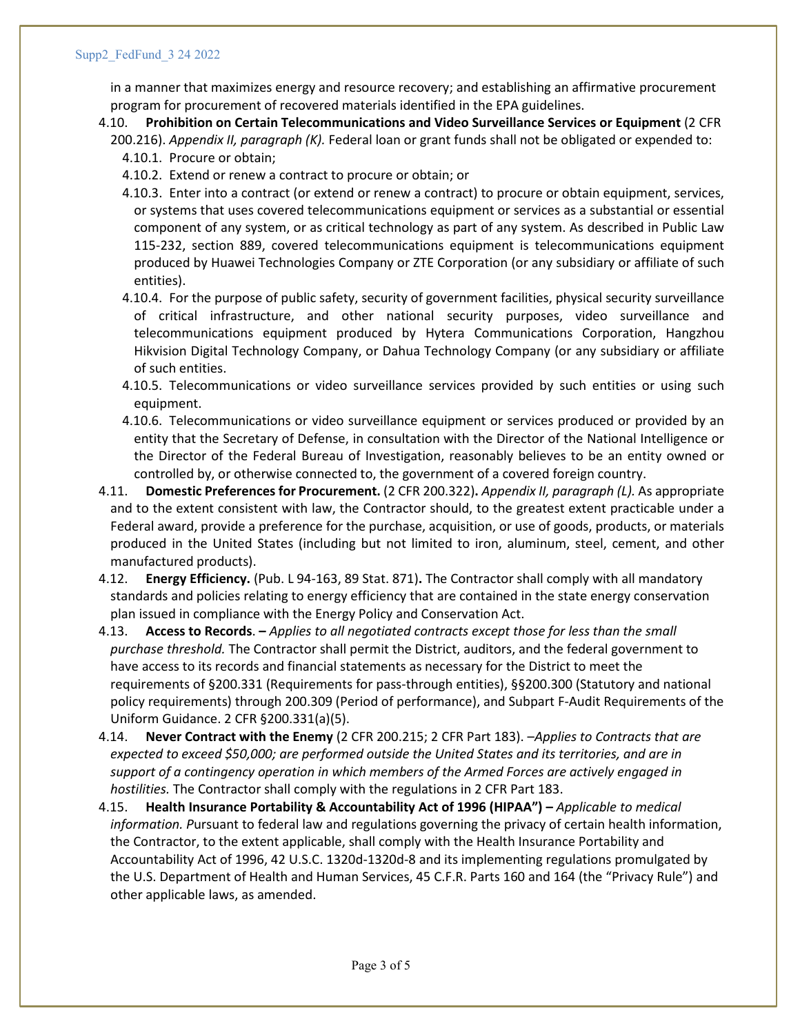in a manner that maximizes energy and resource recovery; and establishing an affirmative procurement program for procurement of recovered materials identified in the EPA guidelines.

4.10. **Prohibition on Certain Telecommunications and Video Surveillance Services or Equipment** (2 CFR 200.216). *Appendix II, paragraph (K).* Federal loan or grant funds shall not be obligated or expended to:

4.10.1. Procure or obtain;

4.10.2. Extend or renew a contract to procure or obtain; or

4.10.3. Enter into a contract (or extend or renew a contract) to procure or obtain equipment, services, or systems that uses covered telecommunications equipment or services as a substantial or essential component of any system, or as critical technology as part of any system. As described in Public Law 115-232, section 889, covered telecommunications equipment is telecommunications equipment produced by Huawei Technologies Company or ZTE Corporation (or any subsidiary or affiliate of such entities).

4.10.4. For the purpose of public safety, security of government facilities, physical security surveillance of critical infrastructure, and other national security purposes, video surveillance and telecommunications equipment produced by Hytera Communications Corporation, Hangzhou Hikvision Digital Technology Company, or Dahua Technology Company (or any subsidiary or affiliate of such entities.

4.10.5. Telecommunications or video surveillance services provided by such entities or using such equipment.

4.10.6. Telecommunications or video surveillance equipment or services produced or provided by an entity that the Secretary of Defense, in consultation with the Director of the National Intelligence or the Director of the Federal Bureau of Investigation, reasonably believes to be an entity owned or controlled by, or otherwise connected to, the government of a covered foreign country.

4.11. **Domestic Preferences for Procurement.** (2 CFR 200.322)**.** *Appendix II, paragraph (L).* As appropriate and to the extent consistent with law, the Contractor should, to the greatest extent practicable under a Federal award, provide a preference for the purchase, acquisition, or use of goods, products, or materials produced in the United States (including but not limited to iron, aluminum, steel, cement, and other manufactured products).

4.12. **Energy Efficiency.** (Pub. L 94-163, 89 Stat. 871)**.** The Contractor shall comply with all mandatory standards and policies relating to energy efficiency that are contained in the state energy conservation plan issued in compliance with the Energy Policy and Conservation Act.

4.13. **Access to Records**. **–** *Applies to all negotiated contracts except those for less than the small purchase threshold.* The Contractor shall permit the District, auditors, and the federal government to have access to its records and financial statements as necessary for the District to meet the requirements of §200.331 (Requirements for pass-through entities), §§200.300 (Statutory and national policy requirements) through 200.309 (Period of performance), and Subpart F-Audit Requirements of the Uniform Guidance. 2 CFR §200.331(a)(5).

4.14. **Never Contract with the Enemy** (2 CFR 200.215; 2 CFR Part 183). *–Applies to Contracts that are expected to exceed $50,000; are performed outside the United States and its territories, and are in support of a contingency operation in which members of the Armed Forces are actively engaged in hostilities.* The Contractor shall comply with the regulations in 2 CFR Part 183.

4.15. **Health Insurance Portability & Accountability Act of 1996 (HIPAA") –** *Applicable to medical information. P*ursuant to federal law and regulations governing the privacy of certain health information, the Contractor, to the extent applicable, shall comply with the Health Insurance Portability and Accountability Act of 1996, 42 U.S.C. 1320d-1320d-8 and its implementing regulations promulgated by the U.S. Department of Health and Human Services, 45 C.F.R. Parts 160 and 164 (the "Privacy Rule") and other applicable laws, as amended.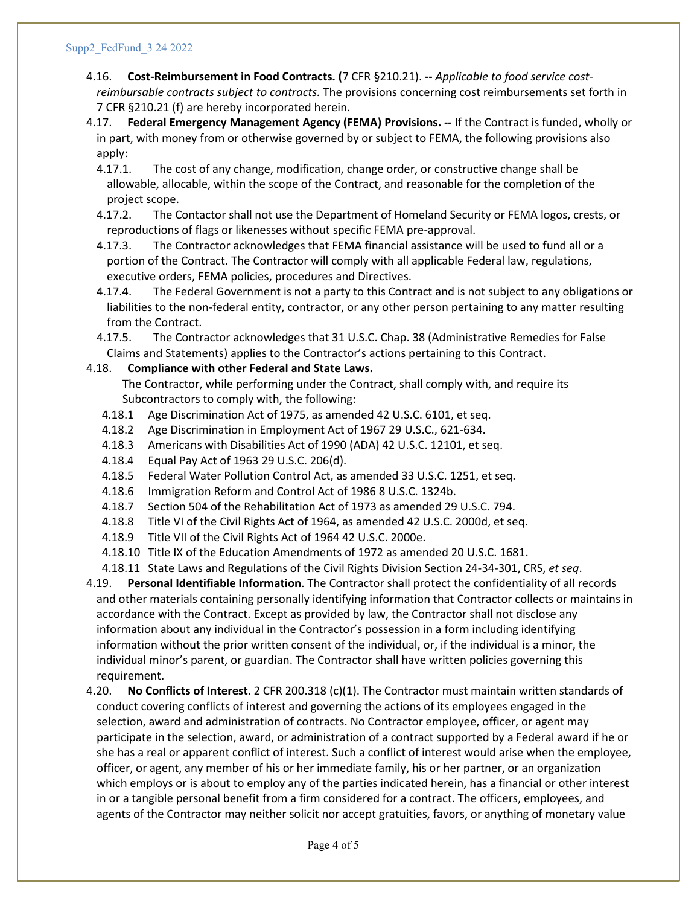4.16. **Cost-Reimbursement in Food Contracts. (**7 CFR §210.21). **--** *Applicable to food service cost-reimbursable contracts subject to contracts.* The provisions concerning cost reimbursements set forth in 7 CFR §210.21 (f) are hereby incorporated herein.

4.17. **Federal Emergency Management Agency (FEMA) Provisions. --** If the Contract is funded, wholly or in part, with money from or otherwise governed by or subject to FEMA, the following provisions also apply:

4.17.1. The cost of any change, modification, change order, or constructive change shall be allowable, allocable, within the scope of the Contract, and reasonable for the completion of the project scope.

4.17.2. The Contactor shall not use the Department of Homeland Security or FEMA logos, crests, or reproductions of flags or likenesses without specific FEMA pre-approval.

4.17.3. The Contractor acknowledges that FEMA financial assistance will be used to fund all or a portion of the Contract. The Contractor will comply with all applicable Federal law, regulations, executive orders, FEMA policies, procedures and Directives.

4.17.4. The Federal Government is not a party to this Contract and is not subject to any obligations or liabilities to the non-federal entity, contractor, or any other person pertaining to any matter resulting from the Contract.

4.17.5. The Contractor acknowledges that 31 U.S.C. Chap. 38 (Administrative Remedies for False Claims and Statements) applies to the Contractor's actions pertaining to this Contract.

4.18. **Compliance with other Federal and State Laws.**

The Contractor, while performing under the Contract, shall comply with, and require its Subcontractors to comply with, the following:

4.18.1 Age Discrimination Act of 1975, as amended 42 U.S.C. 6101, et seq.

4.18.2 Age Discrimination in Employment Act of 1967 29 U.S.C., 621-634.

4.18.3 Americans with Disabilities Act of 1990 (ADA) 42 U.S.C. 12101, et seq.

4.18.4 Equal Pay Act of 1963 29 U.S.C. 206(d).

4.18.5 Federal Water Pollution Control Act, as amended 33 U.S.C. 1251, et seq.

4.18.6 Immigration Reform and Control Act of 1986 8 U.S.C. 1324b.

4.18.7 Section 504 of the Rehabilitation Act of 1973 as amended 29 U.S.C. 794.

4.18.8 Title VI of the Civil Rights Act of 1964, as amended 42 U.S.C. 2000d, et seq.

4.18.9 Title VII of the Civil Rights Act of 1964 42 U.S.C. 2000e.

4.18.10 Title IX of the Education Amendments of 1972 as amended 20 U.S.C. 1681.

4.18.11 State Laws and Regulations of the Civil Rights Division Section 24-34-301, CRS, *et seq*.

4.19. **Personal Identifiable Information**. The Contractor shall protect the confidentiality of all records and other materials containing personally identifying information that Contractor collects or maintains in accordance with the Contract. Except as provided by law, the Contractor shall not disclose any information about any individual in the Contractor's possession in a form including identifying information without the prior written consent of the individual, or, if the individual is a minor, the individual minor's parent, or guardian. The Contractor shall have written policies governing this requirement.

4.20. **No Conflicts of Interest**. 2 CFR 200.318 (c)(1). The Contractor must maintain written standards of conduct covering conflicts of interest and governing the actions of its employees engaged in the selection, award and administration of contracts. No Contractor employee, officer, or agent may participate in the selection, award, or administration of a contract supported by a Federal award if he or she has a real or apparent conflict of interest. Such a conflict of interest would arise when the employee, officer, or agent, any member of his or her immediate family, his or her partner, or an organization which employs or is about to employ any of the parties indicated herein, has a financial or other interest in or a tangible personal benefit from a firm considered for a contract. The officers, employees, and agents of the Contractor may neither solicit nor accept gratuities, favors, or anything of monetary value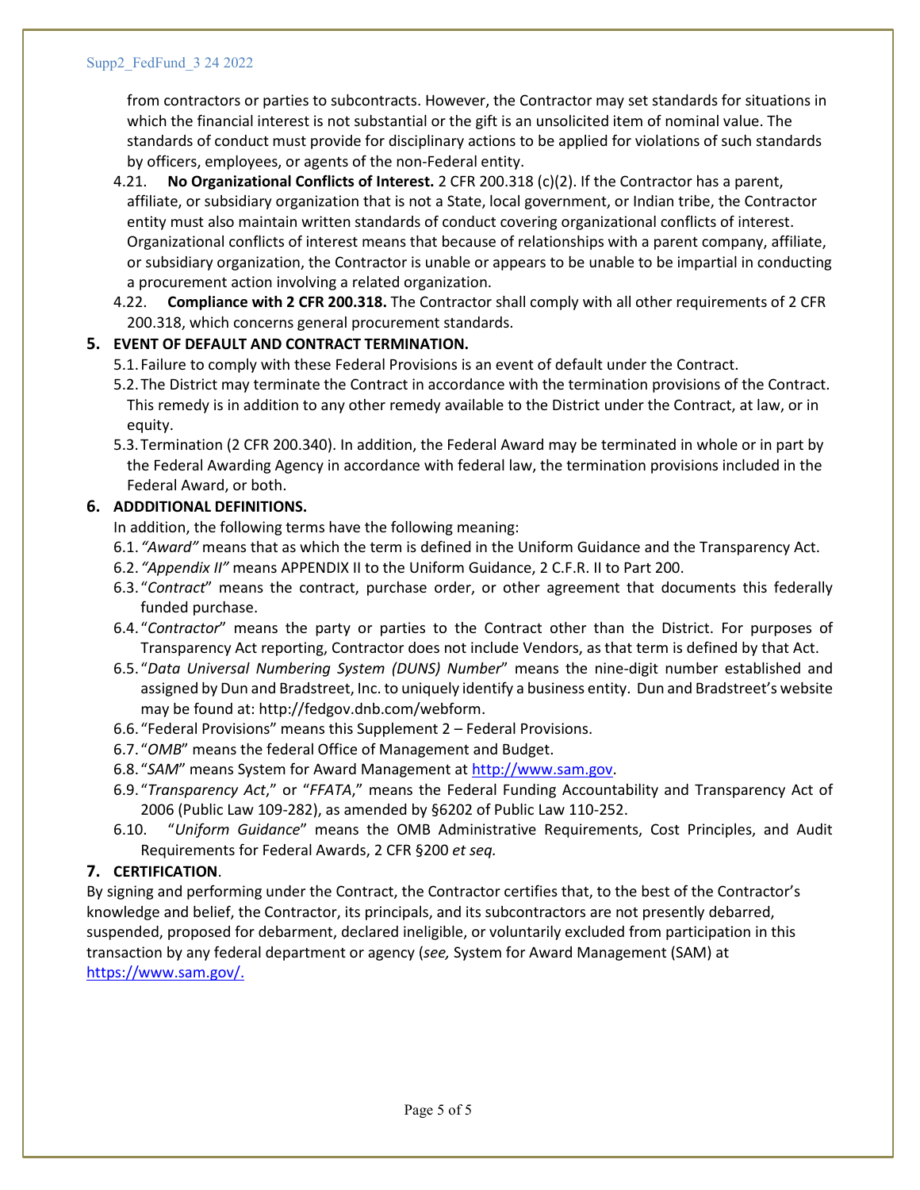from contractors or parties to subcontracts. However, the Contractor may set standards for situations in which the financial interest is not substantial or the gift is an unsolicited item of nominal value. The standards of conduct must provide for disciplinary actions to be applied for violations of such standards by officers, employees, or agents of the non-Federal entity.

4.21. **No Organizational Conflicts of Interest.** 2 CFR 200.318 (c)(2). If the Contractor has a parent, affiliate, or subsidiary organization that is not a State, local government, or Indian tribe, the Contractor entity must also maintain written standards of conduct covering organizational conflicts of interest. Organizational conflicts of interest means that because of relationships with a parent company, affiliate, or subsidiary organization, the Contractor is unable or appears to be unable to be impartial in conducting a procurement action involving a related organization.

4.22. **Compliance with 2 CFR 200.318.** The Contractor shall comply with all other requirements of 2 CFR 200.318, which concerns general procurement standards.

## 5. EVENT OF DEFAULT AND CONTRACT TERMINATION.

5.1. Failure to comply with these Federal Provisions is an event of default under the Contract.

5.2. The District may terminate the Contract in accordance with the termination provisions of the Contract. This remedy is in addition to any other remedy available to the District under the Contract, at law, or in equity.

5.3. Termination (2 CFR 200.340). In addition, the Federal Award may be terminated in whole or in part by the Federal Awarding Agency in accordance with federal law, the termination provisions included in the Federal Award, or both.

## 6. ADDDITIONAL DEFINITIONS.

In addition, the following terms have the following meaning:

6.1. *"Award"* means that as which the term is defined in the Uniform Guidance and the Transparency Act.

6.2. *"Appendix II"* means APPENDIX II to the Uniform Guidance, 2 C.F.R. II to Part 200.

6.3. "*Contract*" means the contract, purchase order, or other agreement that documents this federally funded purchase.

6.4. "*Contractor*" means the party or parties to the Contract other than the District. For purposes of Transparency Act reporting, Contractor does not include Vendors, as that term is defined by that Act.

6.5. "*Data Universal Numbering System (DUNS) Number*" means the nine-digit number established and assigned by Dun and Bradstreet, Inc. to uniquely identify a business entity. Dun and Bradstreet's website may be found at: http://fedgov.dnb.com/webform.

6.6. "Federal Provisions" means this Supplement 2 – Federal Provisions.

6.7. "*OMB*" means the federal Office of Management and Budget.

6.8. "*SAM*" means System for Award Management at [http://www.sam.gov](http://www.sam.gov).

6.9. "*Transparency Act*," or "*FFATA*," means the Federal Funding Accountability and Transparency Act of 2006 (Public Law 109-282), as amended by §6202 of Public Law 110-252.

6.10. "*Uniform Guidance*" means the OMB Administrative Requirements, Cost Principles, and Audit Requirements for Federal Awards, 2 CFR §200 *et seq.*

## 7. CERTIFICATION.

By signing and performing under the Contract, the Contractor certifies that, to the best of the Contractor's knowledge and belief, the Contractor, its principals, and its subcontractors are not presently debarred, suspended, proposed for debarment, declared ineligible, or voluntarily excluded from participation in this transaction by any federal department or agency (*see,* System for Award Management (SAM) at [https://www.sam.gov/.](https://www.sam.gov/)